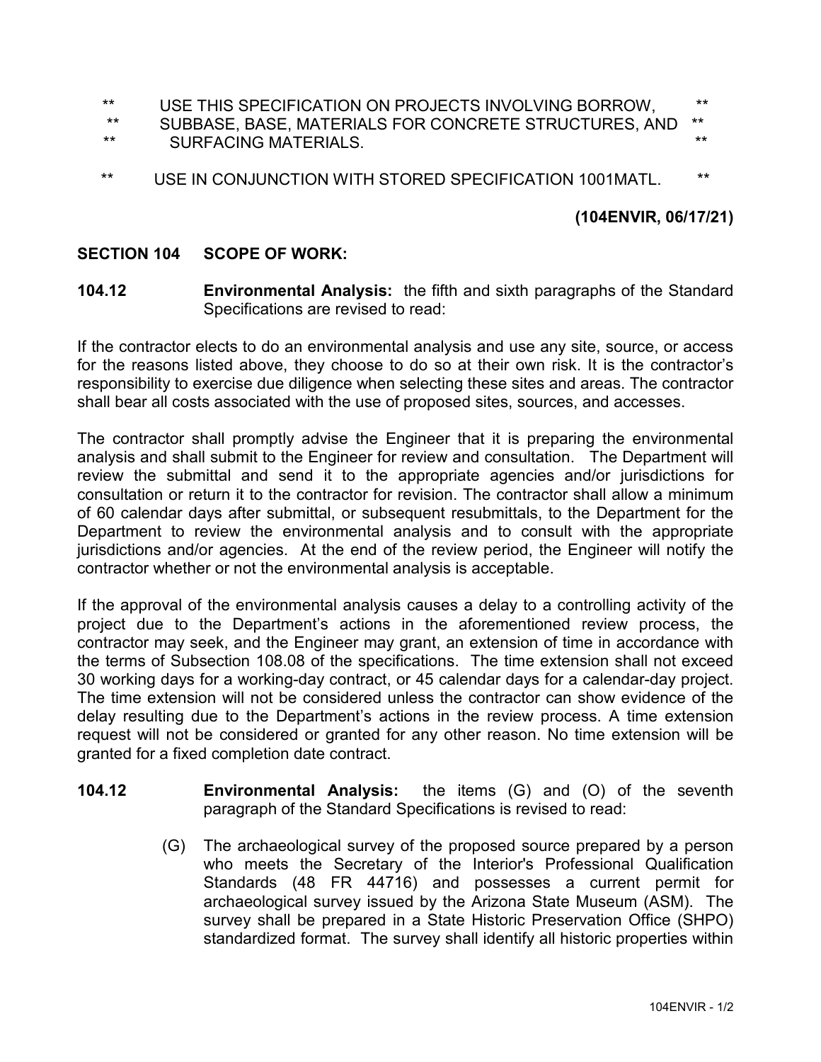\*\* USE THIS SPECIFICATION ON PROJECTS INVOLVING BORROW, \*\*
\*\* SUBBASE, BASE, MATERIALS FOR CONCRETE STRUCTURES, AND \*\*
\*\* SURFACING MATERIALS. \*\*

\*\* USE IN CONJUNCTION WITH STORED SPECIFICATION 1001MATL. \*\*

**(104ENVIR, 06/17/21)**

**SECTION 104 SCOPE OF WORK:**

**104.12 Environmental Analysis:** the fifth and sixth paragraphs of the Standard Specifications are revised to read:

If the contractor elects to do an environmental analysis and use any site, source, or access for the reasons listed above, they choose to do so at their own risk. It is the contractor's responsibility to exercise due diligence when selecting these sites and areas. The contractor shall bear all costs associated with the use of proposed sites, sources, and accesses.

The contractor shall promptly advise the Engineer that it is preparing the environmental analysis and shall submit to the Engineer for review and consultation. The Department will review the submittal and send it to the appropriate agencies and/or jurisdictions for consultation or return it to the contractor for revision. The contractor shall allow a minimum of 60 calendar days after submittal, or subsequent resubmittals, to the Department for the Department to review the environmental analysis and to consult with the appropriate jurisdictions and/or agencies. At the end of the review period, the Engineer will notify the contractor whether or not the environmental analysis is acceptable.

If the approval of the environmental analysis causes a delay to a controlling activity of the project due to the Department's actions in the aforementioned review process, the contractor may seek, and the Engineer may grant, an extension of time in accordance with the terms of Subsection 108.08 of the specifications. The time extension shall not exceed 30 working days for a working-day contract, or 45 calendar days for a calendar-day project. The time extension will not be considered unless the contractor can show evidence of the delay resulting due to the Department's actions in the review process. A time extension request will not be considered or granted for any other reason. No time extension will be granted for a fixed completion date contract.

**104.12 Environmental Analysis:** the items (G) and (O) of the seventh paragraph of the Standard Specifications is revised to read:

(G) The archaeological survey of the proposed source prepared by a person who meets the Secretary of the Interior's Professional Qualification Standards (48 FR 44716) and possesses a current permit for archaeological survey issued by the Arizona State Museum (ASM). The survey shall be prepared in a State Historic Preservation Office (SHPO) standardized format. The survey shall identify all historic properties within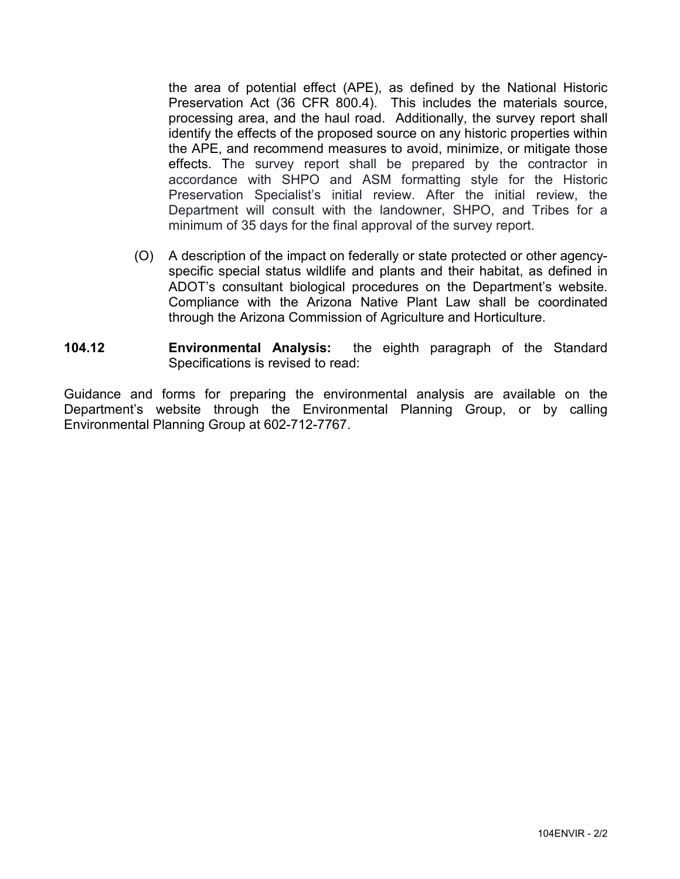the area of potential effect (APE), as defined by the National Historic Preservation Act (36 CFR 800.4). This includes the materials source, processing area, and the haul road. Additionally, the survey report shall identify the effects of the proposed source on any historic properties within the APE, and recommend measures to avoid, minimize, or mitigate those effects. The survey report shall be prepared by the contractor in accordance with SHPO and ASM formatting style for the Historic Preservation Specialist's initial review. After the initial review, the Department will consult with the landowner, SHPO, and Tribes for a minimum of 35 days for the final approval of the survey report.

(O) A description of the impact on federally or state protected or other agency-specific special status wildlife and plants and their habitat, as defined in ADOT's consultant biological procedures on the Department's website. Compliance with the Arizona Native Plant Law shall be coordinated through the Arizona Commission of Agriculture and Horticulture.

**104.12 Environmental Analysis:** the eighth paragraph of the Standard Specifications is revised to read:

Guidance and forms for preparing the environmental analysis are available on the Department's website through the Environmental Planning Group, or by calling Environmental Planning Group at 602-712-7767.